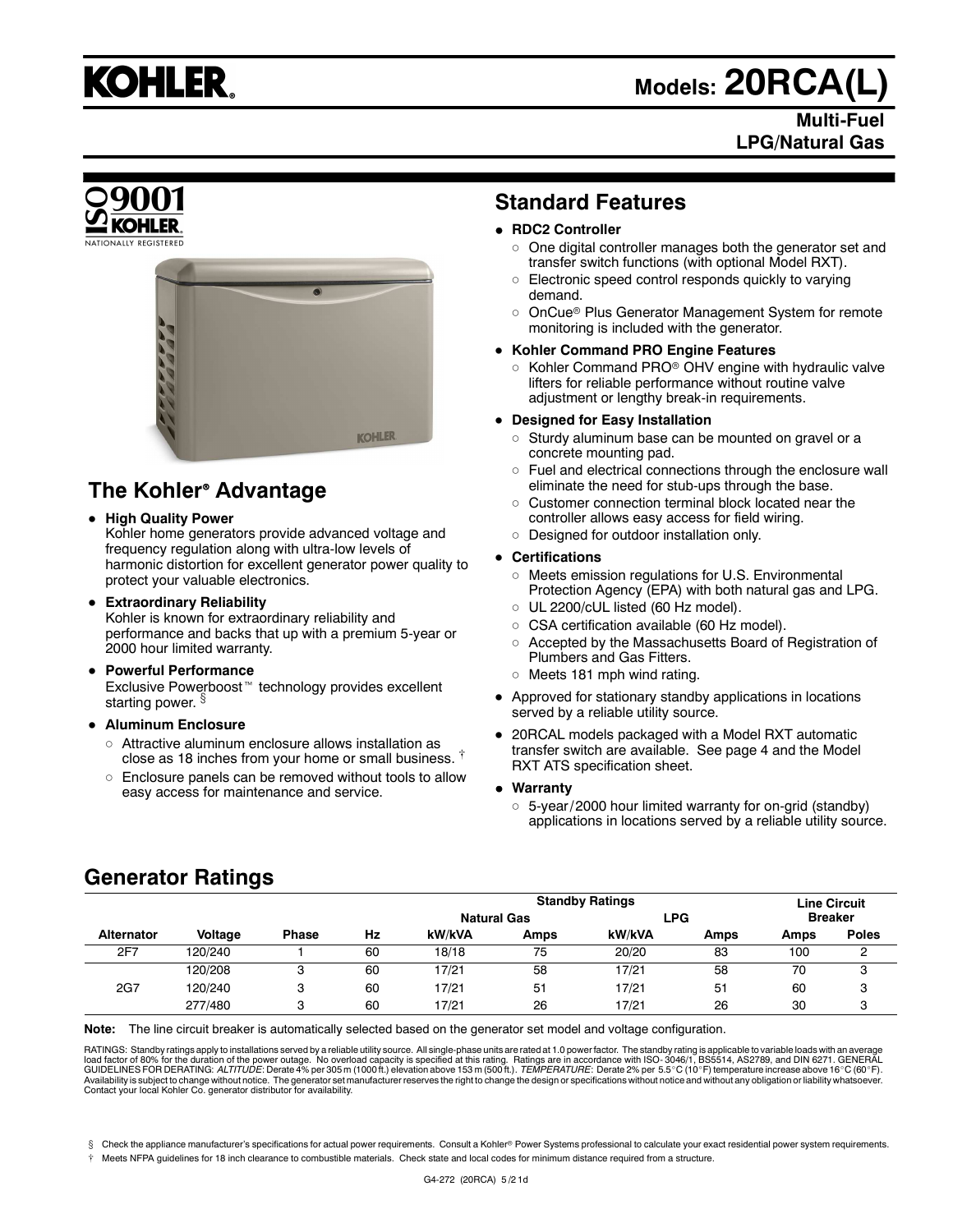# KOHLER.

# Models: 20RCA(L)

**Multi-Fuel**
**LPG/Natural Gas**

ISO 9001 KOHLER. NATIONALLY REGISTERED

## The Kohler® Advantage

- **High Quality Power**
  Kohler home generators provide advanced voltage and frequency regulation along with ultra-low levels of harmonic distortion for excellent generator power quality to protect your valuable electronics.
- **Extraordinary Reliability**
  Kohler is known for extraordinary reliability and performance and backs that up with a premium 5-year or 2000 hour limited warranty.
- **Powerful Performance**
  Exclusive Powerboost™ technology provides excellent starting power. §
- **Aluminum Enclosure**
  - Attractive aluminum enclosure allows installation as close as 18 inches from your home or small business. †
  - Enclosure panels can be removed without tools to allow easy access for maintenance and service.

## Standard Features

- **RDC2 Controller**
  - One digital controller manages both the generator set and transfer switch functions (with optional Model RXT).
  - Electronic speed control responds quickly to varying demand.
  - OnCue® Plus Generator Management System for remote monitoring is included with the generator.
- **Kohler Command PRO Engine Features**
  - Kohler Command PRO® OHV engine with hydraulic valve lifters for reliable performance without routine valve adjustment or lengthy break-in requirements.
- **Designed for Easy Installation**
  - Sturdy aluminum base can be mounted on gravel or a concrete mounting pad.
  - Fuel and electrical connections through the enclosure wall eliminate the need for stub-ups through the base.
  - Customer connection terminal block located near the controller allows easy access for field wiring.
  - Designed for outdoor installation only.
- **Certifications**
  - Meets emission regulations for U.S. Environmental Protection Agency (EPA) with both natural gas and LPG.
  - UL 2200/cUL listed (60 Hz model).
  - CSA certification available (60 Hz model).
  - Accepted by the Massachusetts Board of Registration of Plumbers and Gas Fitters.
  - Meets 181 mph wind rating.
- Approved for stationary standby applications in locations served by a reliable utility source.
- 20RCAL models packaged with a Model RXT automatic transfer switch are available. See page 4 and the Model RXT ATS specification sheet.
- **Warranty**
  - 5-year/2000 hour limited warranty for on-grid (standby) applications in locations served by a reliable utility source.

## Generator Ratings

| | | | | Standby Ratings | | | | Line Circuit Breaker | |
|---|---|---|---|---|---|---|---|---|---|
| | | | | Natural Gas | | LPG | | | |
| Alternator | Voltage | Phase | Hz | kW/kVA | Amps | kW/kVA | Amps | Amps | Poles |
| 2F7 | 120/240 | 1 | 60 | 18/18 | 75 | 20/20 | 83 | 100 | 2 |
| 2G7 | 120/208 | 3 | 60 | 17/21 | 58 | 17/21 | 58 | 70 | 3 |
| | 120/240 | 3 | 60 | 17/21 | 51 | 17/21 | 51 | 60 | 3 |
| | 277/480 | 3 | 60 | 17/21 | 26 | 17/21 | 26 | 30 | 3 |

**Note:** The line circuit breaker is automatically selected based on the generator set model and voltage configuration.

RATINGS: Standby ratings apply to installations served by a reliable utility source. All single-phase units are rated at 1.0 power factor. The standby rating is applicable to variable loads with an average load factor of 80% for the duration of the power outage. No overload capacity is specified at this rating. Ratings are in accordance with ISO- 3046/1, BS5514, AS2789, and DIN 6271. GENERAL GUIDELINES FOR DERATING: *ALTITUDE*: Derate 4% per 305 m (1000 ft.) elevation above 153 m (500 ft.). *TEMPERATURE*: Derate 2% per 5.5°C (10°F) temperature increase above 16°C (60°F). Availability is subject to change without notice. The generator set manufacturer reserves the right to change the design or specifications without notice and without any obligation or liability whatsoever. Contact your local Kohler Co. generator distributor for availability.

§ Check the appliance manufacturer's specifications for actual power requirements. Consult a Kohler® Power Systems professional to calculate your exact residential power system requirements.

† Meets NFPA guidelines for 18 inch clearance to combustible materials. Check state and local codes for minimum distance required from a structure.

G4-272 (20RCA) 5/21d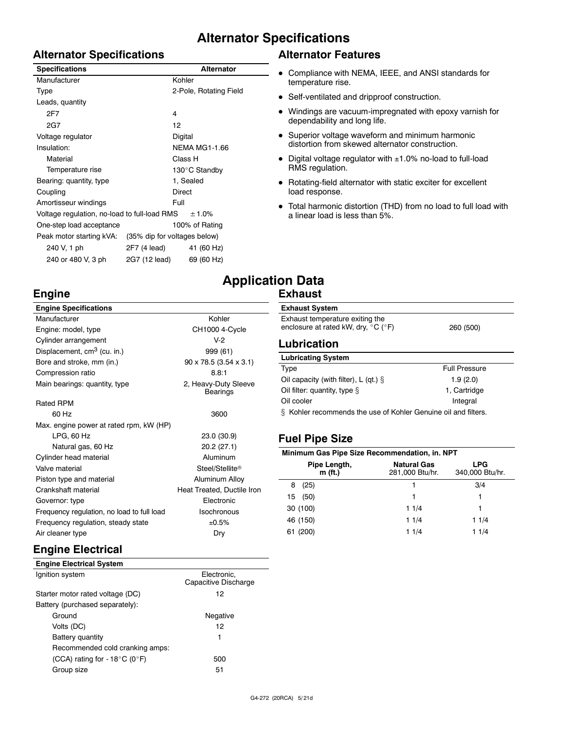# Alternator Specifications

## Alternator Specifications

| Specifications | | Alternator |
|---|---|---|
| Manufacturer | | Kohler |
| Type | | 2-Pole, Rotating Field |
| Leads, quantity | | |
| 2F7 | | 4 |
| 2G7 | | 12 |
| Voltage regulator | | Digital |
| Insulation: | | NEMA MG1-1.66 |
| Material | | Class H |
| Temperature rise | | 130°C Standby |
| Bearing: quantity, type | | 1, Sealed |
| Coupling | | Direct |
| Amortisseur windings | | Full |
| Voltage regulation, no-load to full-load RMS | | ± 1.0% |
| One-step load acceptance | | 100% of Rating |
| Peak motor starting kVA: | (35% dip for voltages below) | |
| 240 V, 1 ph | 2F7 (4 lead) | 41 (60 Hz) |
| 240 or 480 V, 3 ph | 2G7 (12 lead) | 69 (60 Hz) |

## Alternator Features

- Compliance with NEMA, IEEE, and ANSI standards for temperature rise.
- Self-ventilated and dripproof construction.
- Windings are vacuum-impregnated with epoxy varnish for dependability and long life.
- Superior voltage waveform and minimum harmonic distortion from skewed alternator construction.
- Digital voltage regulator with ±1.0% no-load to full-load RMS regulation.
- Rotating-field alternator with static exciter for excellent load response.
- Total harmonic distortion (THD) from no load to full load with a linear load is less than 5%.

# Application Data

## Engine

| Engine Specifications | |
|---|---|
| Manufacturer | Kohler |
| Engine: model, type | CH1000 4-Cycle |
| Cylinder arrangement | V-2 |
| Displacement, cm$^3$ (cu. in.) | 999 (61) |
| Bore and stroke, mm (in.) | 90 x 78.5 (3.54 x 3.1) |
| Compression ratio | 8.8:1 |
| Main bearings: quantity, type | 2, Heavy-Duty Sleeve Bearings |
| Rated RPM | |
| 60 Hz | 3600 |
| Max. engine power at rated rpm, kW (HP) | |
| LPG, 60 Hz | 23.0 (30.9) |
| Natural gas, 60 Hz | 20.2 (27.1) |
| Cylinder head material | Aluminum |
| Valve material | Steel/Stellite® |
| Piston type and material | Aluminum Alloy |
| Crankshaft material | Heat Treated, Ductile Iron |
| Governor: type | Electronic |
| Frequency regulation, no load to full load | Isochronous |
| Frequency regulation, steady state | ±0.5% |
| Air cleaner type | Dry |

## Engine Electrical

| Engine Electrical System | |
|---|---|
| Ignition system | Electronic, Capacitive Discharge |
| Starter motor rated voltage (DC) | 12 |
| Battery (purchased separately): | |
| Ground | Negative |
| Volts (DC) | 12 |
| Battery quantity | 1 |
| Recommended cold cranking amps: | |
| (CCA) rating for -18°C (0°F) | 500 |
| Group size | 51 |

## Exhaust

| Exhaust System | |
|---|---|
| Exhaust temperature exiting the enclosure at rated kW, dry, °C (°F) | 260 (500) |

## Lubrication

| Lubricating System | |
|---|---|
| Type | Full Pressure |
| Oil capacity (with filter), L (qt.) § | 1.9 (2.0) |
| Oil filter: quantity, type § | 1, Cartridge |
| Oil cooler | Integral |

§ Kohler recommends the use of Kohler Genuine oil and filters.

## Fuel Pipe Size

| Minimum Gas Pipe Size Recommendation, in. NPT | | |
|---|---|---|
| Pipe Length, m (ft.) | Natural Gas 281,000 Btu/hr. | LPG 340,000 Btu/hr. |
| 8 (25) | 1 | 3/4 |
| 15 (50) | 1 | 1 |
| 30 (100) | 1 1/4 | 1 |
| 46 (150) | 1 1/4 | 1 1/4 |
| 61 (200) | 1 1/4 | 1 1/4 |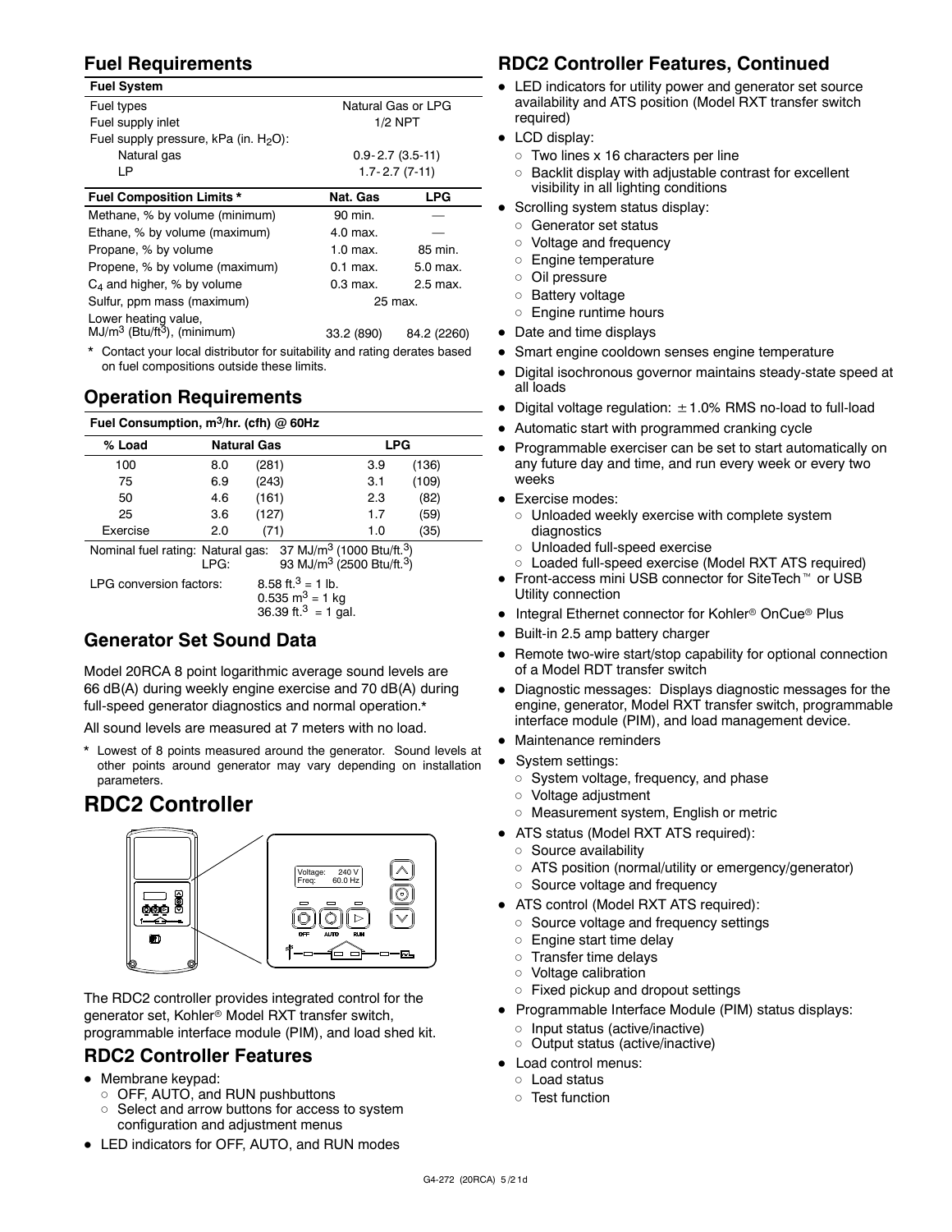## Fuel Requirements

| Fuel System | | |
|---|---|---|
| Fuel types | Natural Gas or LPG | |
| Fuel supply inlet | 1/2 NPT | |
| Fuel supply pressure, kPa (in. $H_2O$): | | |
| Natural gas | 0.9- 2.7 (3.5-11) | |
| LP | 1.7- 2.7 (7-11) | |

| Fuel Composition Limits * | Nat. Gas | LPG |
|---|---|---|
| Methane, % by volume (minimum) | 90 min. | — |
| Ethane, % by volume (maximum) | 4.0 max. | — |
| Propane, % by volume | 1.0 max. | 85 min. |
| Propene, % by volume (maximum) | 0.1 max. | 5.0 max. |
| $C_4$ and higher, % by volume | 0.3 max. | 2.5 max. |
| Sulfur, ppm mass (maximum) | 25 max. | |
| Lower heating value, MJ/m$^3$ (Btu/ft$^3$), (minimum) | 33.2 (890) | 84.2 (2260) |

\* Contact your local distributor for suitability and rating derates based on fuel compositions outside these limits.

## Operation Requirements

| Fuel Consumption, m$^3$/hr. (cfh) @ 60Hz | | | | |
|---|---|---|---|---|
| % Load | Natural Gas | | LPG | |
| 100 | 8.0 | (281) | 3.9 | (136) |
| 75 | 6.9 | (243) | 3.1 | (109) |
| 50 | 4.6 | (161) | 2.3 | (82) |
| 25 | 3.6 | (127) | 1.7 | (59) |
| Exercise | 2.0 | (71) | 1.0 | (35) |

Nominal fuel rating: Natural gas: 37 MJ/m$^3$ (1000 Btu/ft.$^3$)
LPG: 93 MJ/m$^3$ (2500 Btu/ft.$^3$)

LPG conversion factors: 8.58 ft.$^3$ = 1 lb.
0.535 m$^3$ = 1 kg
36.39 ft.$^3$ = 1 gal.

## Generator Set Sound Data

Model 20RCA 8 point logarithmic average sound levels are 66 dB(A) during weekly engine exercise and 70 dB(A) during full-speed generator diagnostics and normal operation.*

All sound levels are measured at 7 meters with no load.

\* Lowest of 8 points measured around the generator. Sound levels at other points around generator may vary depending on installation parameters.

# RDC2 Controller

The RDC2 controller provides integrated control for the generator set, Kohler® Model RXT transfer switch, programmable interface module (PIM), and load shed kit.

## RDC2 Controller Features

- Membrane keypad:
  - OFF, AUTO, and RUN pushbuttons
  - Select and arrow buttons for access to system configuration and adjustment menus
- LED indicators for OFF, AUTO, and RUN modes

## RDC2 Controller Features, Continued

- LED indicators for utility power and generator set source availability and ATS position (Model RXT transfer switch required)
- LCD display:
  - Two lines x 16 characters per line
  - Backlit display with adjustable contrast for excellent visibility in all lighting conditions
- Scrolling system status display:
  - Generator set status
  - Voltage and frequency
  - Engine temperature
  - Oil pressure
  - Battery voltage
  - Engine runtime hours
- Date and time displays
- Smart engine cooldown senses engine temperature
- Digital isochronous governor maintains steady-state speed at all loads
- Digital voltage regulation: ±1.0% RMS no-load to full-load
- Automatic start with programmed cranking cycle
- Programmable exerciser can be set to start automatically on any future day and time, and run every week or every two weeks
- Exercise modes:
  - Unloaded weekly exercise with complete system diagnostics
  - Unloaded full-speed exercise
  - Loaded full-speed exercise (Model RXT ATS required)
- Front-access mini USB connector for SiteTech™ or USB Utility connection
- Integral Ethernet connector for Kohler® OnCue® Plus
- Built-in 2.5 amp battery charger
- Remote two-wire start/stop capability for optional connection of a Model RDT transfer switch
- Diagnostic messages: Displays diagnostic messages for the engine, generator, Model RXT transfer switch, programmable interface module (PIM), and load management device.
- Maintenance reminders
- System settings:
  - System voltage, frequency, and phase
  - Voltage adjustment
  - Measurement system, English or metric
- ATS status (Model RXT ATS required):
  - Source availability
  - ATS position (normal/utility or emergency/generator)
  - Source voltage and frequency
- ATS control (Model RXT ATS required):
  - Source voltage and frequency settings
  - Engine start time delay
  - Transfer time delays
  - Voltage calibration
  - Fixed pickup and dropout settings
- Programmable Interface Module (PIM) status displays:
  - Input status (active/inactive)
  - Output status (active/inactive)
- Load control menus:
  - Load status
  - Test function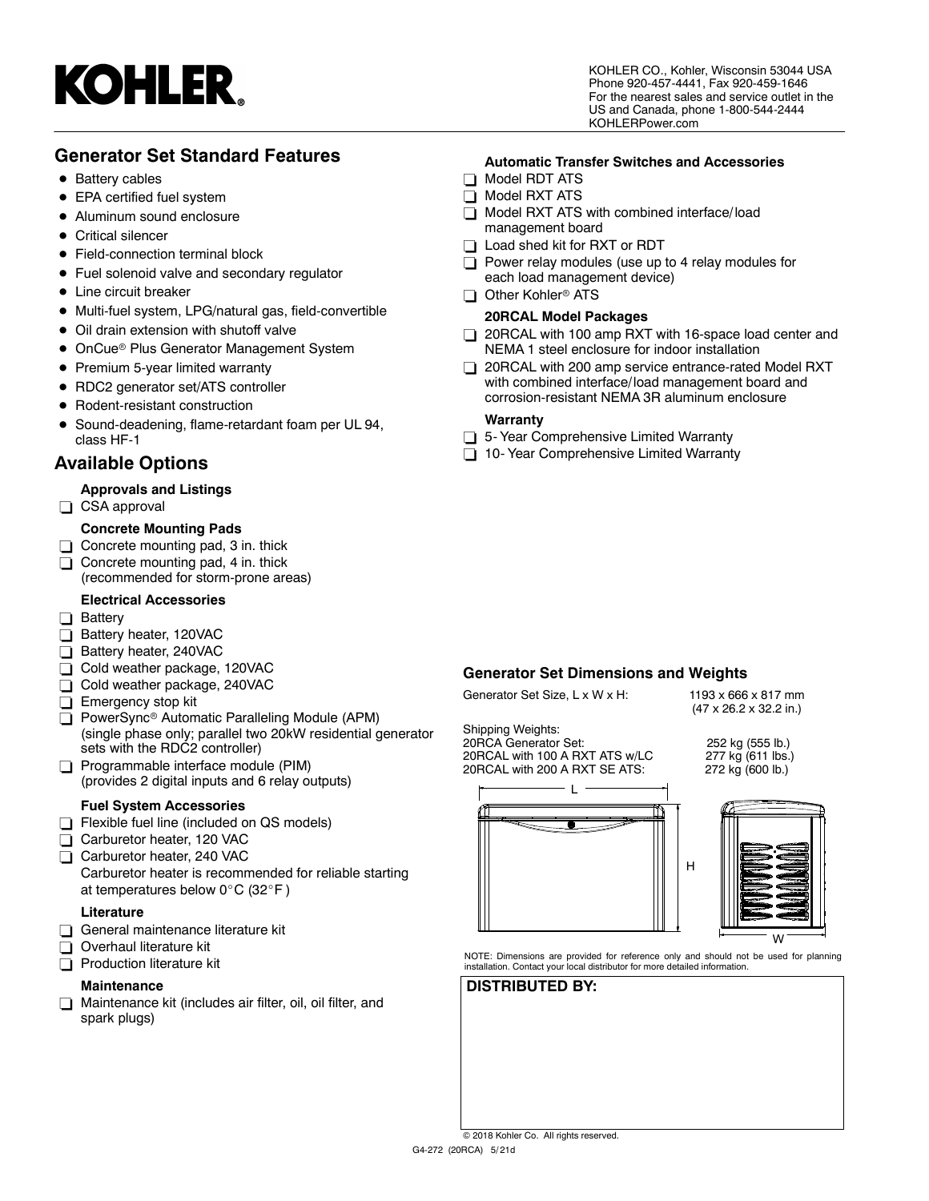# KOHLER.

KOHLER CO., Kohler, Wisconsin 53044 USA
Phone 920-457-4441, Fax 920-459-1646
For the nearest sales and service outlet in the US and Canada, phone 1-800-544-2444
KOHLERPower.com

## Generator Set Standard Features

- Battery cables
- EPA certified fuel system
- Aluminum sound enclosure
- Critical silencer
- Field-connection terminal block
- Fuel solenoid valve and secondary regulator
- Line circuit breaker
- Multi-fuel system, LPG/natural gas, field-convertible
- Oil drain extension with shutoff valve
- OnCue® Plus Generator Management System
- Premium 5-year limited warranty
- RDC2 generator set/ATS controller
- Rodent-resistant construction
- Sound-deadening, flame-retardant foam per UL 94, class HF-1

## Available Options

### Approvals and Listings

- ❑ CSA approval

### Concrete Mounting Pads

- ❑ Concrete mounting pad, 3 in. thick
- ❑ Concrete mounting pad, 4 in. thick (recommended for storm-prone areas)

### Electrical Accessories

- ❑ Battery
- ❑ Battery heater, 120VAC
- ❑ Battery heater, 240VAC
- ❑ Cold weather package, 120VAC
- ❑ Cold weather package, 240VAC
- ❑ Emergency stop kit
- ❑ PowerSync® Automatic Paralleling Module (APM) (single phase only; parallel two 20kW residential generator sets with the RDC2 controller)
- ❑ Programmable interface module (PIM) (provides 2 digital inputs and 6 relay outputs)

### Fuel System Accessories

- ❑ Flexible fuel line (included on QS models)
- ❑ Carburetor heater, 120 VAC
- ❑ Carburetor heater, 240 VAC
  Carburetor heater is recommended for reliable starting at temperatures below 0°C (32°F)

### Literature

- ❑ General maintenance literature kit
- ❑ Overhaul literature kit
- ❑ Production literature kit

### Maintenance

- ❑ Maintenance kit (includes air filter, oil, oil filter, and spark plugs)

### Automatic Transfer Switches and Accessories

- ❑ Model RDT ATS
- ❑ Model RXT ATS
- ❑ Model RXT ATS with combined interface/load management board
- ❑ Load shed kit for RXT or RDT
- ❑ Power relay modules (use up to 4 relay modules for each load management device)
- ❑ Other Kohler® ATS

### 20RCAL Model Packages

- ❑ 20RCAL with 100 amp RXT with 16-space load center and NEMA 1 steel enclosure for indoor installation
- ❑ 20RCAL with 200 amp service entrance-rated Model RXT with combined interface/load management board and corrosion-resistant NEMA 3R aluminum enclosure

### Warranty

- ❑ 5-Year Comprehensive Limited Warranty
- ❑ 10-Year Comprehensive Limited Warranty

## Generator Set Dimensions and Weights

Generator Set Size, L x W x H: 1193 x 666 x 817 mm (47 x 26.2 x 32.2 in.)

Shipping Weights:

| | |
|---|---|
| 20RCA Generator Set: | 252 kg (555 lb.) |
| 20RCAL with 100 A RXT ATS w/LC | 277 kg (611 lbs.) |
| 20RCAL with 200 A RXT SE ATS: | 272 kg (600 lb.) |

L

H

W

NOTE: Dimensions are provided for reference only and should not be used for planning installation. Contact your local distributor for more detailed information.

**DISTRIBUTED BY:**

© 2018 Kohler Co. All rights reserved.

G4-272 (20RCA) 5/21d